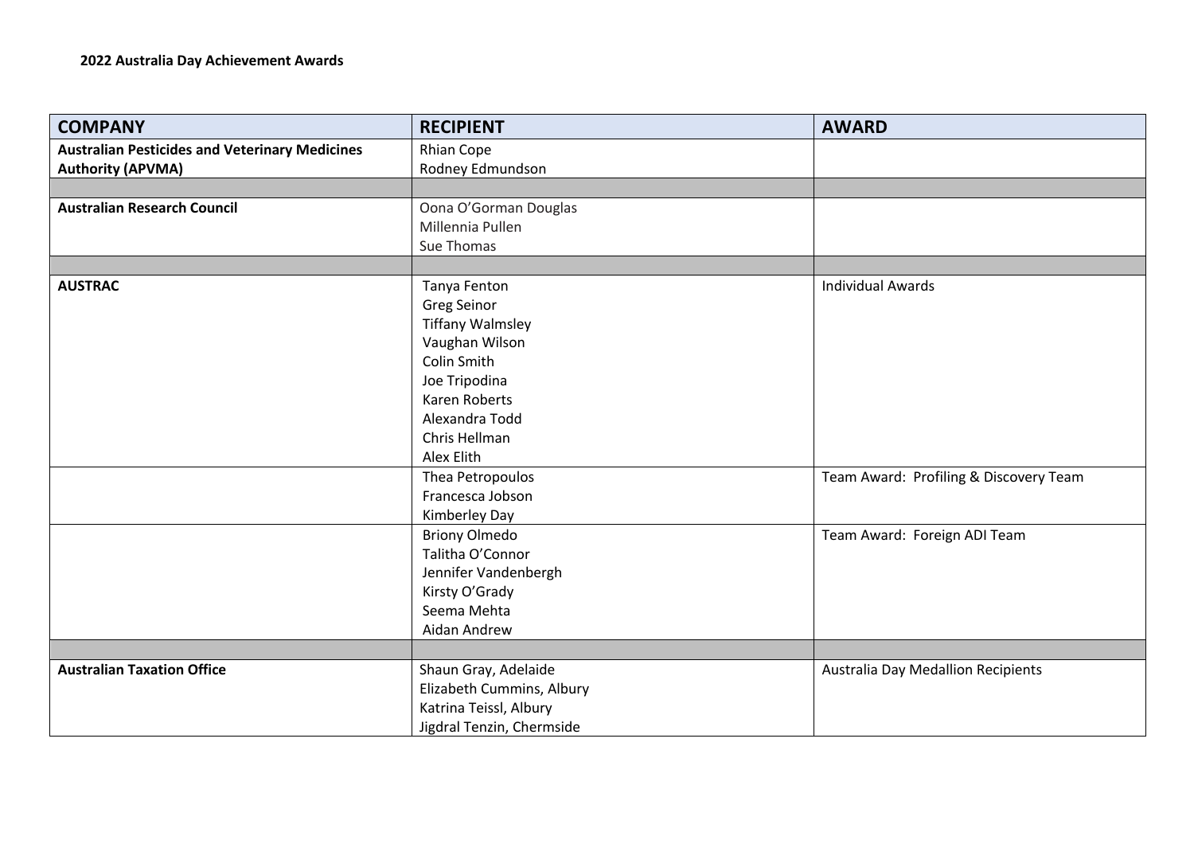**2022 Australia Day Achievement Awards**

| COMPANY | RECIPIENT | AWARD |
|---|---|---|
| **Australian Pesticides and Veterinary Medicines Authority (APVMA)** | Rhian Cope<br>Rodney Edmundson | |
| | | |
| **Australian Research Council** | Oona O'Gorman Douglas<br>Millennia Pullen<br>Sue Thomas | |
| | | |
| **AUSTRAC** | Tanya Fenton<br>Greg Seinor<br>Tiffany Walmsley<br>Vaughan Wilson<br>Colin Smith<br>Joe Tripodina<br>Karen Roberts<br>Alexandra Todd<br>Chris Hellman<br>Alex Elith | Individual Awards |
| | Thea Petropoulos<br>Francesca Jobson<br>Kimberley Day | Team Award: Profiling & Discovery Team |
| | Briony Olmedo<br>Talitha O'Connor<br>Jennifer Vandenbergh<br>Kirsty O'Grady<br>Seema Mehta<br>Aidan Andrew | Team Award: Foreign ADI Team |
| | | |
| **Australian Taxation Office** | Shaun Gray, Adelaide<br>Elizabeth Cummins, Albury<br>Katrina Teissl, Albury<br>Jigdral Tenzin, Chermside | Australia Day Medallion Recipients |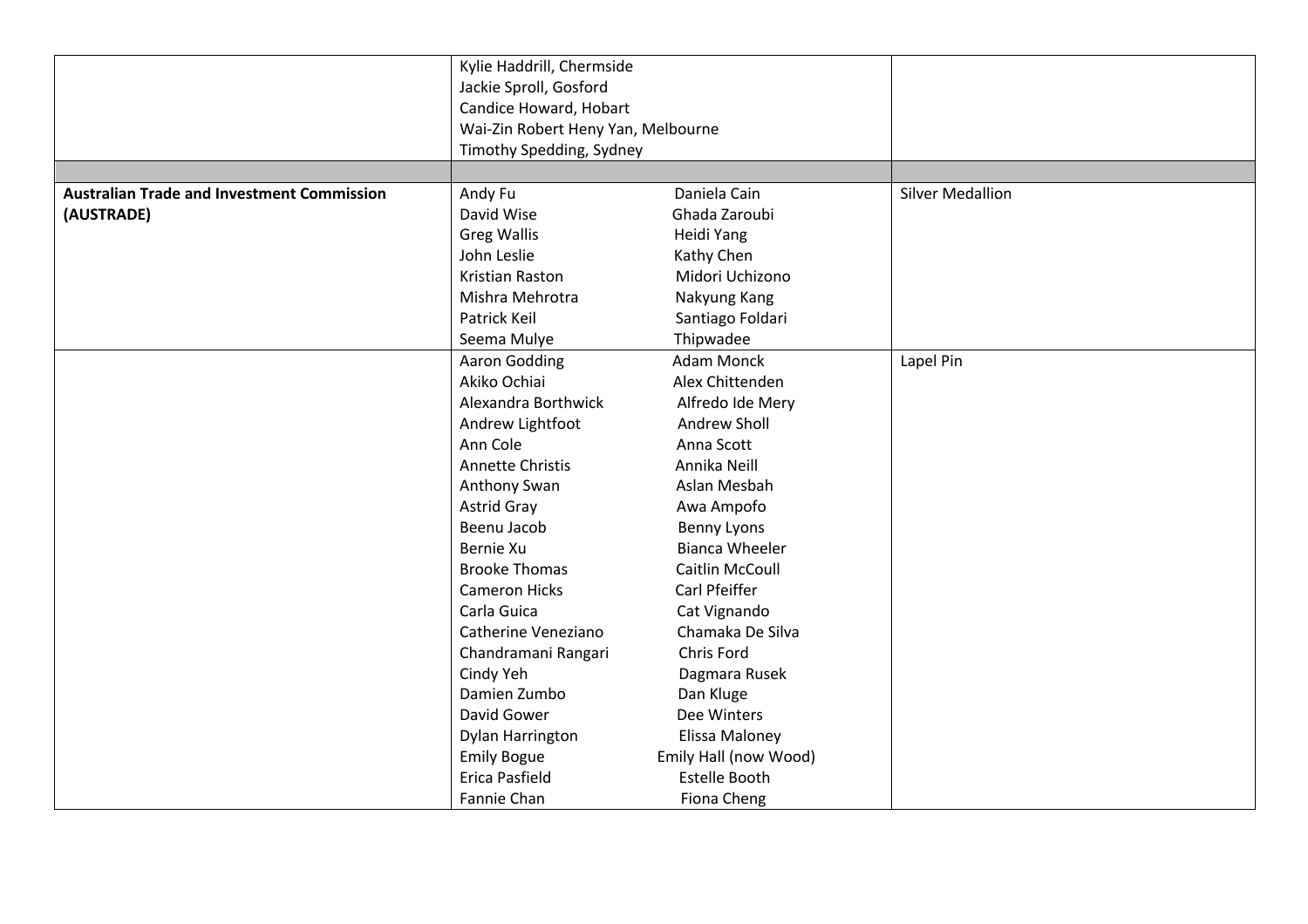| | | | |
|---|---|---|---|
| | Kylie Haddrill, Chermside<br>Jackie Sproll, Gosford<br>Candice Howard, Hobart<br>Wai-Zin Robert Heny Yan, Melbourne<br>Timothy Spedding, Sydney | | |
| | | | |
| **Australian Trade and Investment Commission (AUSTRADE)** | Andy Fu<br>David Wise<br>Greg Wallis<br>John Leslie<br>Kristian Raston<br>Mishra Mehrotra<br>Patrick Keil<br>Seema Mulye | Daniela Cain<br>Ghada Zaroubi<br>Heidi Yang<br>Kathy Chen<br>Midori Uchizono<br>Nakyung Kang<br>Santiago Foldari<br>Thipwadee | Silver Medallion |
| | Aaron Godding<br>Akiko Ochiai<br>Alexandra Borthwick<br>Andrew Lightfoot<br>Ann Cole<br>Annette Christis<br>Anthony Swan<br>Astrid Gray<br>Beenu Jacob<br>Bernie Xu<br>Brooke Thomas<br>Cameron Hicks<br>Carla Guica<br>Catherine Veneziano<br>Chandramani Rangari<br>Cindy Yeh<br>Damien Zumbo<br>David Gower<br>Dylan Harrington<br>Emily Bogue<br>Erica Pasfield<br>Fannie Chan | Adam Monck<br>Alex Chittenden<br>Alfredo Ide Mery<br>Andrew Sholl<br>Anna Scott<br>Annika Neill<br>Aslan Mesbah<br>Awa Ampofo<br>Benny Lyons<br>Bianca Wheeler<br>Caitlin McCoull<br>Carl Pfeiffer<br>Cat Vignando<br>Chamaka De Silva<br>Chris Ford<br>Dagmara Rusek<br>Dan Kluge<br>Dee Winters<br>Elissa Maloney<br>Emily Hall (now Wood)<br>Estelle Booth<br>Fiona Cheng | Lapel Pin |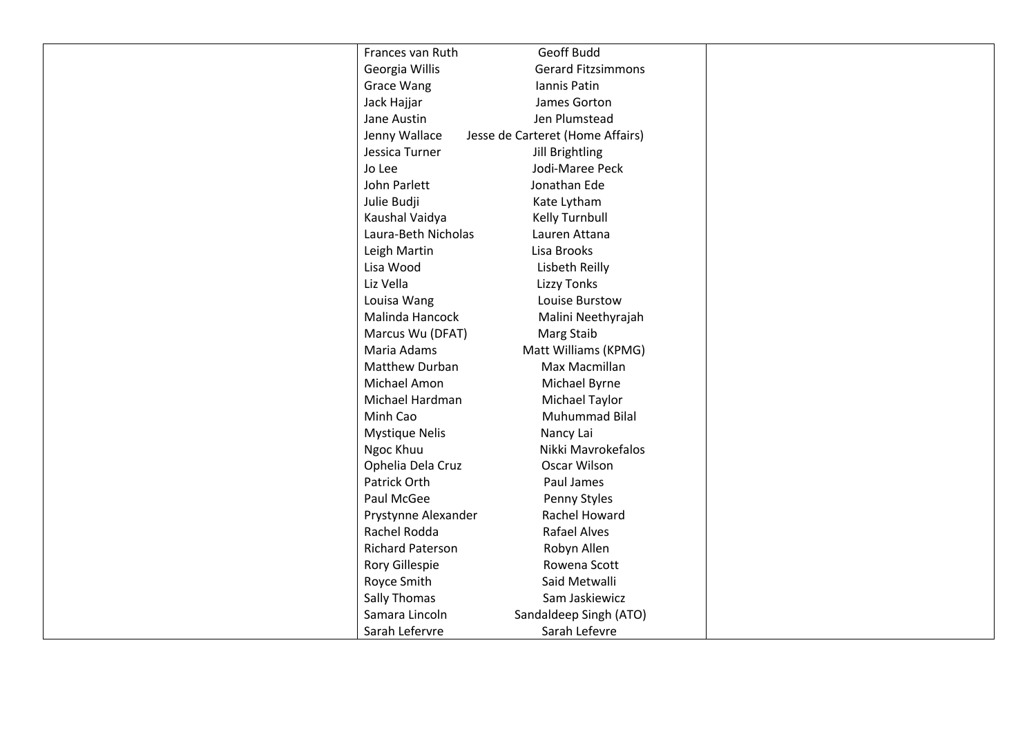| | | |
|---|---|---|
| | Frances van Ruth Geoff Budd<br>Georgia Willis Gerard Fitzsimmons<br>Grace Wang Iannis Patin<br>Jack Hajjar James Gorton<br>Jane Austin Jen Plumstead<br>Jenny Wallace Jesse de Carteret (Home Affairs)<br>Jessica Turner Jill Brightling<br>Jo Lee Jodi-Maree Peck<br>John Parlett Jonathan Ede<br>Julie Budji Kate Lytham<br>Kaushal Vaidya Kelly Turnbull<br>Laura-Beth Nicholas Lauren Attana<br>Leigh Martin Lisa Brooks<br>Lisa Wood Lisbeth Reilly<br>Liz Vella Lizzy Tonks<br>Louisa Wang Louise Burstow<br>Malinda Hancock Malini Neethyrajah<br>Marcus Wu (DFAT) Marg Staib<br>Maria Adams Matt Williams (KPMG)<br>Matthew Durban Max Macmillan<br>Michael Amon Michael Byrne<br>Michael Hardman Michael Taylor<br>Minh Cao Muhummad Bilal<br>Mystique Nelis Nancy Lai<br>Ngoc Khuu Nikki Mavrokefalos<br>Ophelia Dela Cruz Oscar Wilson<br>Patrick Orth Paul James<br>Paul McGee Penny Styles<br>Prystynne Alexander Rachel Howard<br>Rachel Rodda Rafael Alves<br>Richard Paterson Robyn Allen<br>Rory Gillespie Rowena Scott<br>Royce Smith Said Metwalli<br>Sally Thomas Sam Jaskiewicz<br>Samara Lincoln Sandaldeep Singh (ATO)<br>Sarah Lefervre Sarah Lefevre | |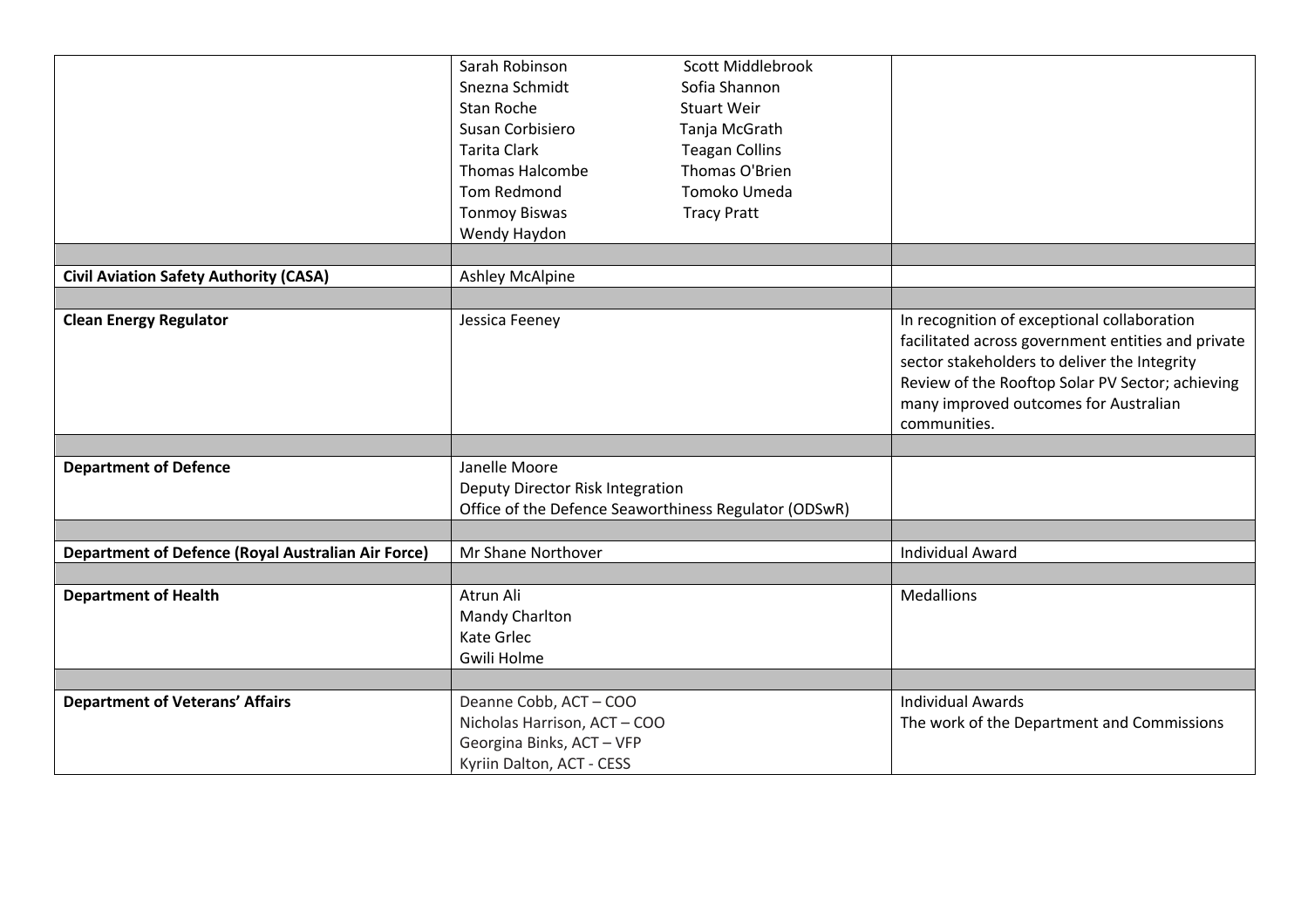| | | |
|---|---|---|
| | Sarah Robinson<br>Snezna Schmidt<br>Stan Roche<br>Susan Corbisiero<br>Tarita Clark<br>Thomas Halcombe<br>Tom Redmond<br>Tonmoy Biswas<br>Wendy Haydon<br>Scott Middlebrook<br>Sofia Shannon<br>Stuart Weir<br>Tanja McGrath<br>Teagan Collins<br>Thomas O'Brien<br>Tomoko Umeda<br>Tracy Pratt | |
| | | |
| **Civil Aviation Safety Authority (CASA)** | Ashley McAlpine | |
| | | |
| **Clean Energy Regulator** | Jessica Feeney | In recognition of exceptional collaboration facilitated across government entities and private sector stakeholders to deliver the Integrity Review of the Rooftop Solar PV Sector; achieving many improved outcomes for Australian communities. |
| | | |
| **Department of Defence** | Janelle Moore<br>Deputy Director Risk Integration<br>Office of the Defence Seaworthiness Regulator (ODSwR) | |
| | | |
| **Department of Defence (Royal Australian Air Force)** | Mr Shane Northover | Individual Award |
| | | |
| **Department of Health** | Atrun Ali<br>Mandy Charlton<br>Kate Grlec<br>Gwili Holme | Medallions |
| | | |
| **Department of Veterans' Affairs** | Deanne Cobb, ACT – COO<br>Nicholas Harrison, ACT – COO<br>Georgina Binks, ACT – VFP<br>Kyriin Dalton, ACT - CESS | Individual Awards<br>The work of the Department and Commissions |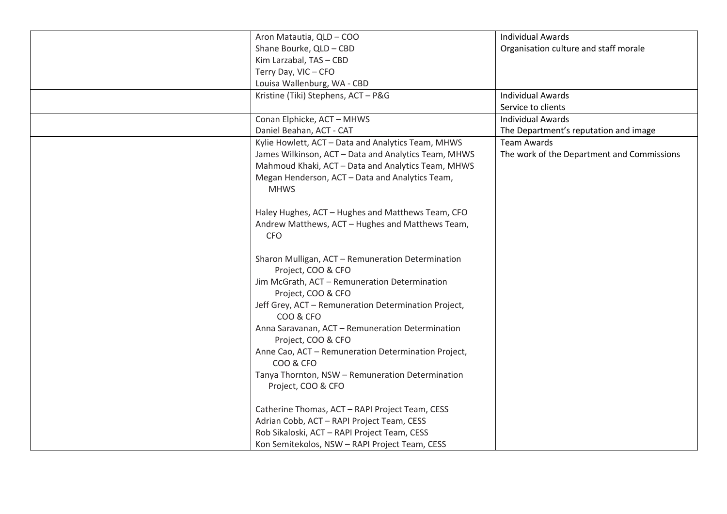| | | |
|---|---|---|
| | Aron Matautia, QLD – COO<br>Shane Bourke, QLD – CBD<br>Kim Larzabal, TAS – CBD<br>Terry Day, VIC – CFO<br>Louisa Wallenburg, WA - CBD | Individual Awards<br>Organisation culture and staff morale |
| | Kristine (Tiki) Stephens, ACT – P&G | Individual Awards<br>Service to clients |
| | Conan Elphicke, ACT – MHWS<br>Daniel Beahan, ACT - CAT | Individual Awards<br>The Department's reputation and image |
| | Kylie Howlett, ACT – Data and Analytics Team, MHWS<br>James Wilkinson, ACT – Data and Analytics Team, MHWS<br>Mahmoud Khaki, ACT – Data and Analytics Team, MHWS<br>Megan Henderson, ACT – Data and Analytics Team, MHWS<br><br>Haley Hughes, ACT – Hughes and Matthews Team, CFO<br>Andrew Matthews, ACT – Hughes and Matthews Team, CFO<br><br>Sharon Mulligan, ACT – Remuneration Determination Project, COO & CFO<br>Jim McGrath, ACT – Remuneration Determination Project, COO & CFO<br>Jeff Grey, ACT – Remuneration Determination Project, COO & CFO<br>Anna Saravanan, ACT – Remuneration Determination Project, COO & CFO<br>Anne Cao, ACT – Remuneration Determination Project, COO & CFO<br>Tanya Thornton, NSW – Remuneration Determination Project, COO & CFO<br><br>Catherine Thomas, ACT – RAPI Project Team, CESS<br>Adrian Cobb, ACT – RAPI Project Team, CESS<br>Rob Sikaloski, ACT – RAPI Project Team, CESS<br>Kon Semitekolos, NSW – RAPI Project Team, CESS | Team Awards<br>The work of the Department and Commissions |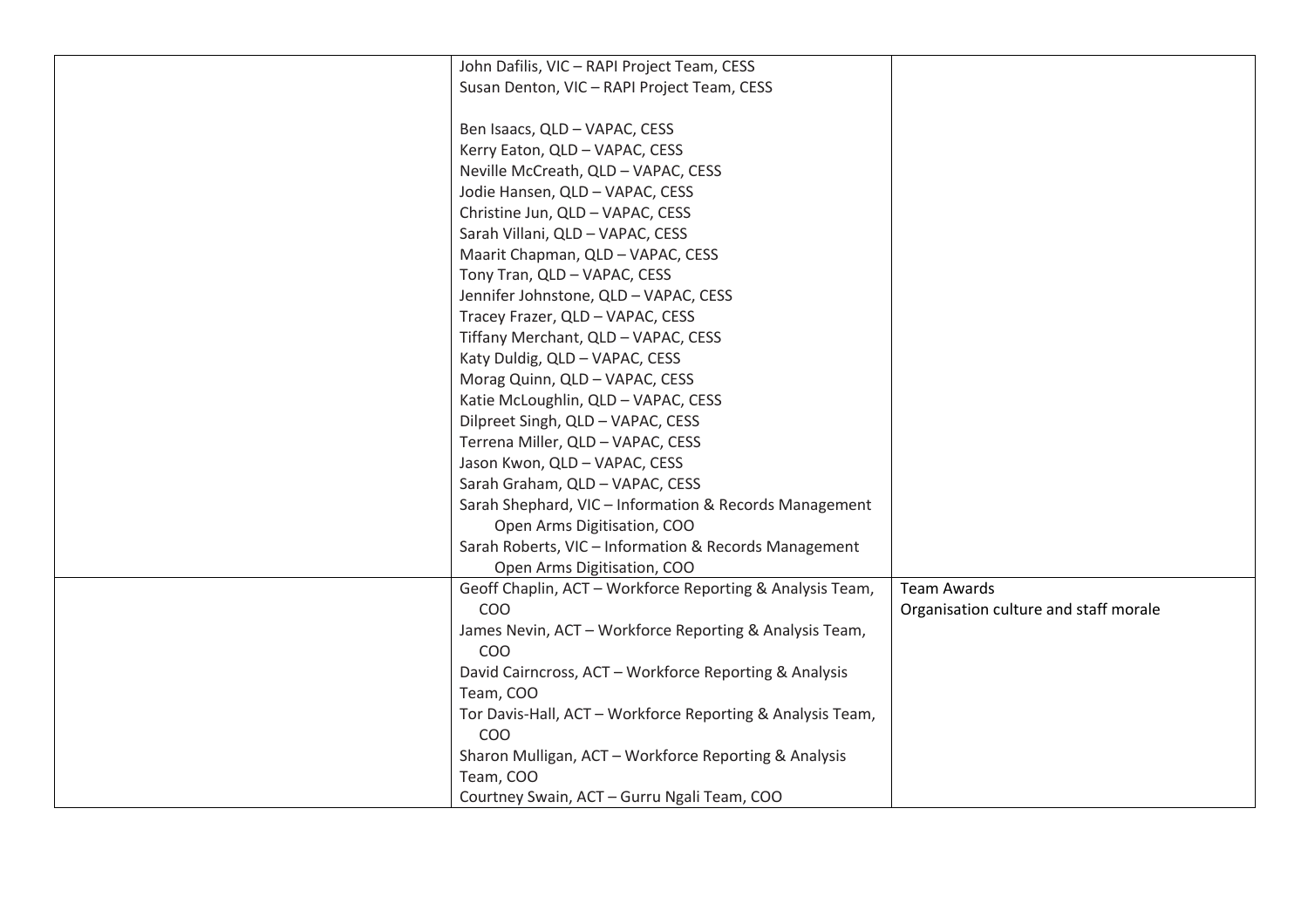| | | |
|---|---|---|
| | John Dafilis, VIC – RAPI Project Team, CESS<br>Susan Denton, VIC – RAPI Project Team, CESS<br><br>Ben Isaacs, QLD – VAPAC, CESS<br>Kerry Eaton, QLD – VAPAC, CESS<br>Neville McCreath, QLD – VAPAC, CESS<br>Jodie Hansen, QLD – VAPAC, CESS<br>Christine Jun, QLD – VAPAC, CESS<br>Sarah Villani, QLD – VAPAC, CESS<br>Maarit Chapman, QLD – VAPAC, CESS<br>Tony Tran, QLD – VAPAC, CESS<br>Jennifer Johnstone, QLD – VAPAC, CESS<br>Tracey Frazer, QLD – VAPAC, CESS<br>Tiffany Merchant, QLD – VAPAC, CESS<br>Katy Duldig, QLD – VAPAC, CESS<br>Morag Quinn, QLD – VAPAC, CESS<br>Katie McLoughlin, QLD – VAPAC, CESS<br>Dilpreet Singh, QLD – VAPAC, CESS<br>Terrena Miller, QLD – VAPAC, CESS<br>Jason Kwon, QLD – VAPAC, CESS<br>Sarah Graham, QLD – VAPAC, CESS<br>Sarah Shephard, VIC – Information & Records Management Open Arms Digitisation, COO<br>Sarah Roberts, VIC – Information & Records Management Open Arms Digitisation, COO | |
| | Geoff Chaplin, ACT – Workforce Reporting & Analysis Team, COO<br>James Nevin, ACT – Workforce Reporting & Analysis Team, COO<br>David Cairncross, ACT – Workforce Reporting & Analysis Team, COO<br>Tor Davis-Hall, ACT – Workforce Reporting & Analysis Team, COO<br>Sharon Mulligan, ACT – Workforce Reporting & Analysis Team, COO<br>Courtney Swain, ACT – Gurru Ngali Team, COO | Team Awards<br>Organisation culture and staff morale |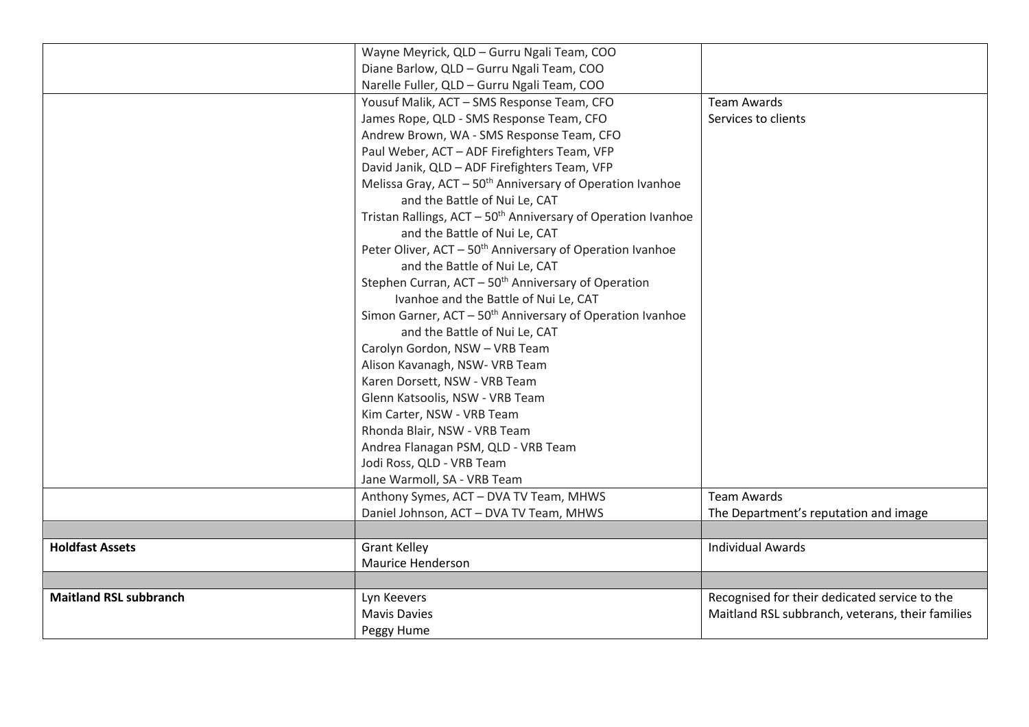| | | |
|---|---|---|
| | Wayne Meyrick, QLD – Gurru Ngali Team, COO<br>Diane Barlow, QLD – Gurru Ngali Team, COO<br>Narelle Fuller, QLD – Gurru Ngali Team, COO | |
| | Yousuf Malik, ACT – SMS Response Team, CFO<br>James Rope, QLD - SMS Response Team, CFO<br>Andrew Brown, WA - SMS Response Team, CFO<br>Paul Weber, ACT – ADF Firefighters Team, VFP<br>David Janik, QLD – ADF Firefighters Team, VFP<br>Melissa Gray, ACT – 50th Anniversary of Operation Ivanhoe and the Battle of Nui Le, CAT<br>Tristan Rallings, ACT – 50th Anniversary of Operation Ivanhoe and the Battle of Nui Le, CAT<br>Peter Oliver, ACT – 50th Anniversary of Operation Ivanhoe and the Battle of Nui Le, CAT<br>Stephen Curran, ACT – 50th Anniversary of Operation Ivanhoe and the Battle of Nui Le, CAT<br>Simon Garner, ACT – 50th Anniversary of Operation Ivanhoe and the Battle of Nui Le, CAT<br>Carolyn Gordon, NSW – VRB Team<br>Alison Kavanagh, NSW- VRB Team<br>Karen Dorsett, NSW - VRB Team<br>Glenn Katsoolis, NSW - VRB Team<br>Kim Carter, NSW - VRB Team<br>Rhonda Blair, NSW - VRB Team<br>Andrea Flanagan PSM, QLD - VRB Team<br>Jodi Ross, QLD - VRB Team<br>Jane Warmoll, SA - VRB Team | Team Awards<br>Services to clients |
| | Anthony Symes, ACT – DVA TV Team, MHWS<br>Daniel Johnson, ACT – DVA TV Team, MHWS | Team Awards<br>The Department's reputation and image |
| | | |
| **Holdfast Assets** | Grant Kelley<br>Maurice Henderson | Individual Awards |
| | | |
| **Maitland RSL subbranch** | Lyn Keevers<br>Mavis Davies<br>Peggy Hume | Recognised for their dedicated service to the Maitland RSL subbranch, veterans, their families |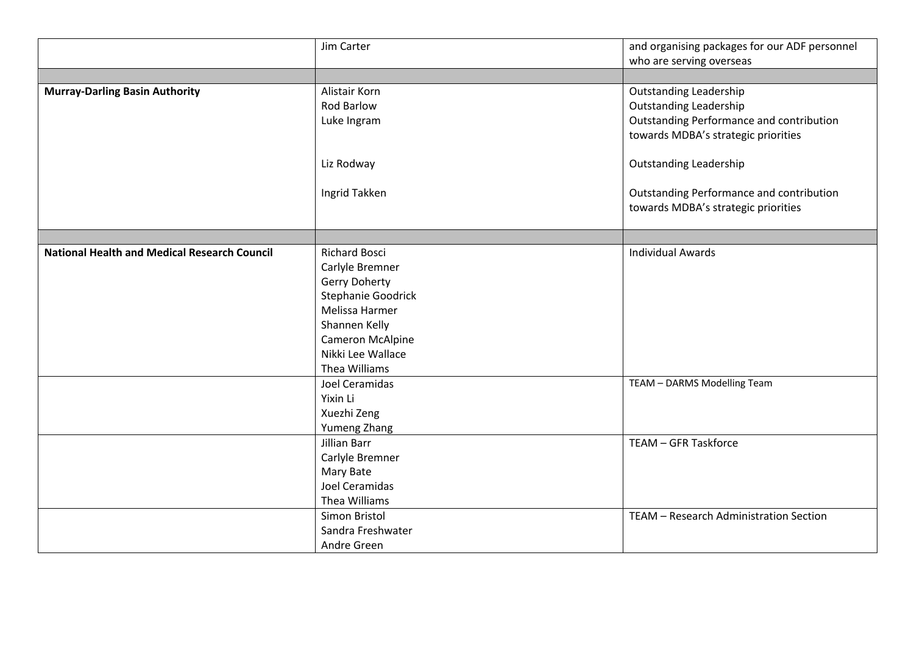| | | |
|---|---|---|
| | Jim Carter | and organising packages for our ADF personnel who are serving overseas |
| | | |
| **Murray-Darling Basin Authority** | Alistair Korn<br>Rod Barlow<br>Luke Ingram<br><br>Liz Rodway<br><br>Ingrid Takken | Outstanding Leadership<br>Outstanding Leadership<br>Outstanding Performance and contribution towards MDBA's strategic priorities<br>Outstanding Leadership<br><br>Outstanding Performance and contribution towards MDBA's strategic priorities |
| | | |
| **National Health and Medical Research Council** | Richard Bosci<br>Carlyle Bremner<br>Gerry Doherty<br>Stephanie Goodrick<br>Melissa Harmer<br>Shannen Kelly<br>Cameron McAlpine<br>Nikki Lee Wallace<br>Thea Williams | Individual Awards |
| | Joel Ceramidas<br>Yixin Li<br>Xuezhi Zeng<br>Yumeng Zhang | TEAM – DARMS Modelling Team |
| | Jillian Barr<br>Carlyle Bremner<br>Mary Bate<br>Joel Ceramidas<br>Thea Williams | TEAM – GFR Taskforce |
| | Simon Bristol<br>Sandra Freshwater<br>Andre Green | TEAM – Research Administration Section |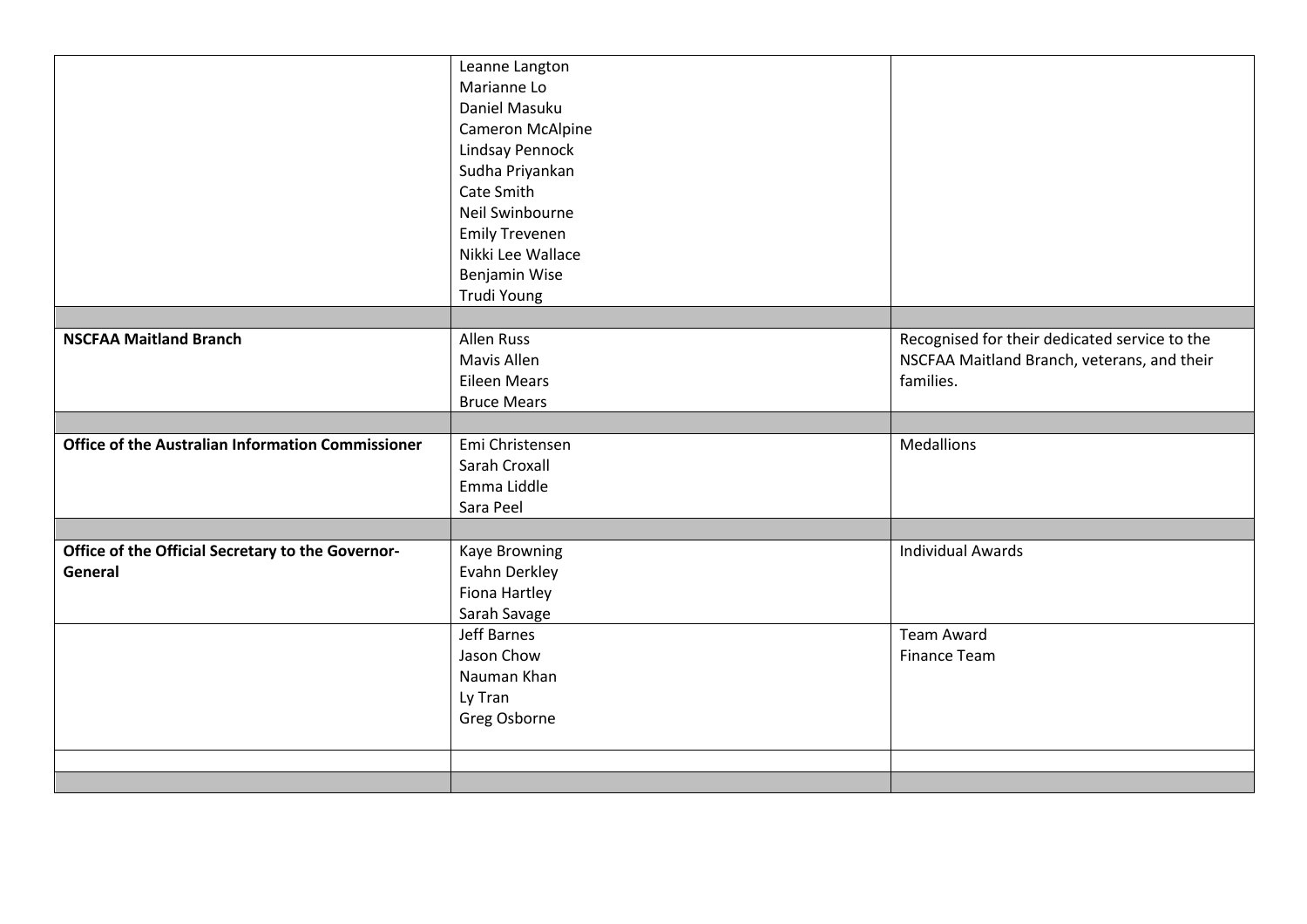| | | |
|---|---|---|
| | Leanne Langton<br>Marianne Lo<br>Daniel Masuku<br>Cameron McAlpine<br>Lindsay Pennock<br>Sudha Priyankan<br>Cate Smith<br>Neil Swinbourne<br>Emily Trevenen<br>Nikki Lee Wallace<br>Benjamin Wise<br>Trudi Young | |
| | | |
| **NSCFAA Maitland Branch** | Allen Russ<br>Mavis Allen<br>Eileen Mears<br>Bruce Mears | Recognised for their dedicated service to the NSCFAA Maitland Branch, veterans, and their families. |
| | | |
| **Office of the Australian Information Commissioner** | Emi Christensen<br>Sarah Croxall<br>Emma Liddle<br>Sara Peel | Medallions |
| | | |
| **Office of the Official Secretary to the Governor-General** | Kaye Browning<br>Evahn Derkley<br>Fiona Hartley<br>Sarah Savage | Individual Awards |
| | Jeff Barnes<br>Jason Chow<br>Nauman Khan<br>Ly Tran<br>Greg Osborne | Team Award<br>Finance Team |
| | | |
| | | |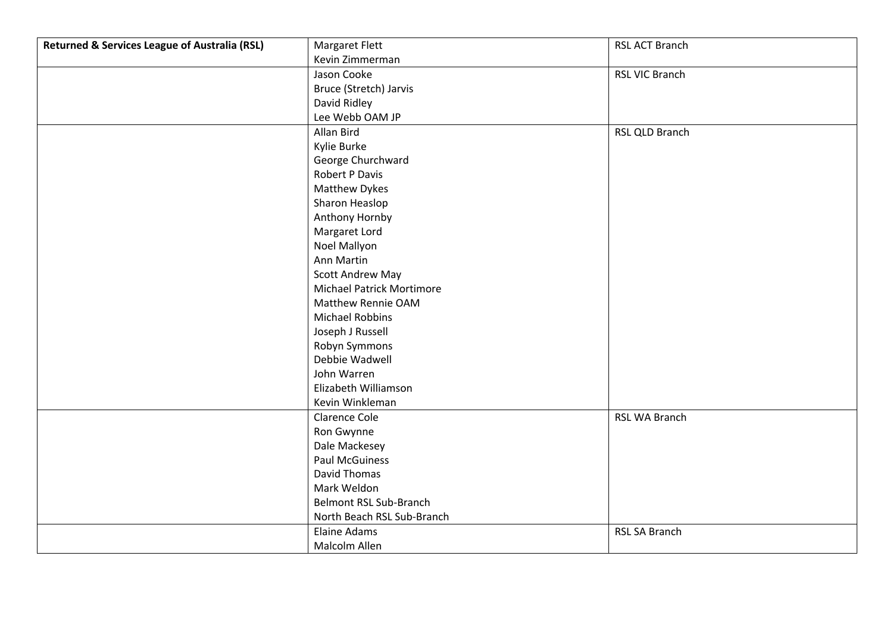| Returned & Services League of Australia (RSL) | Margaret Flett<br>Kevin Zimmerman | RSL ACT Branch |
|---|---|---|
| | Jason Cooke<br>Bruce (Stretch) Jarvis<br>David Ridley<br>Lee Webb OAM JP | RSL VIC Branch |
| | Allan Bird<br>Kylie Burke<br>George Churchward<br>Robert P Davis<br>Matthew Dykes<br>Sharon Heaslop<br>Anthony Hornby<br>Margaret Lord<br>Noel Mallyon<br>Ann Martin<br>Scott Andrew May<br>Michael Patrick Mortimore<br>Matthew Rennie OAM<br>Michael Robbins<br>Joseph J Russell<br>Robyn Symmons<br>Debbie Wadwell<br>John Warren<br>Elizabeth Williamson<br>Kevin Winkleman | RSL QLD Branch |
| | Clarence Cole<br>Ron Gwynne<br>Dale Mackesey<br>Paul McGuiness<br>David Thomas<br>Mark Weldon<br>Belmont RSL Sub-Branch<br>North Beach RSL Sub-Branch | RSL WA Branch |
| | Elaine Adams<br>Malcolm Allen | RSL SA Branch |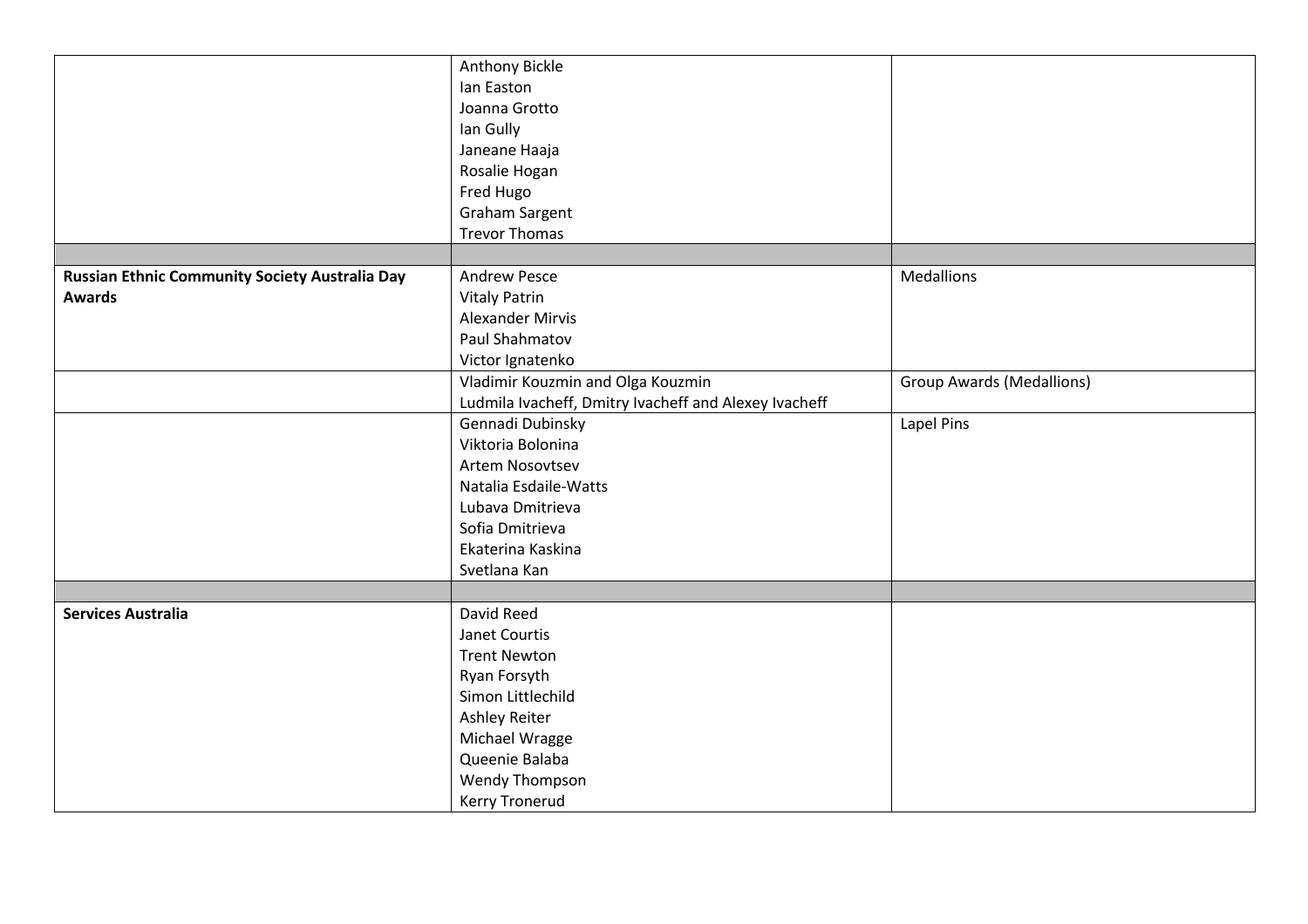| | | |
|---|---|---|
| | Anthony Bickle<br>Ian Easton<br>Joanna Grotto<br>Ian Gully<br>Janeane Haaja<br>Rosalie Hogan<br>Fred Hugo<br>Graham Sargent<br>Trevor Thomas | |
| | | |
| **Russian Ethnic Community Society Australia Day Awards** | Andrew Pesce<br>Vitaly Patrin<br>Alexander Mirvis<br>Paul Shahmatov<br>Victor Ignatenko | Medallions |
| | Vladimir Kouzmin and Olga Kouzmin<br>Ludmila Ivacheff, Dmitry Ivacheff and Alexey Ivacheff | Group Awards (Medallions) |
| | Gennadi Dubinsky<br>Viktoria Bolonina<br>Artem Nosovtsev<br>Natalia Esdaile-Watts<br>Lubava Dmitrieva<br>Sofia Dmitrieva<br>Ekaterina Kaskina<br>Svetlana Kan | Lapel Pins |
| | | |
| **Services Australia** | David Reed<br>Janet Courtis<br>Trent Newton<br>Ryan Forsyth<br>Simon Littlechild<br>Ashley Reiter<br>Michael Wragge<br>Queenie Balaba<br>Wendy Thompson<br>Kerry Tronerud | |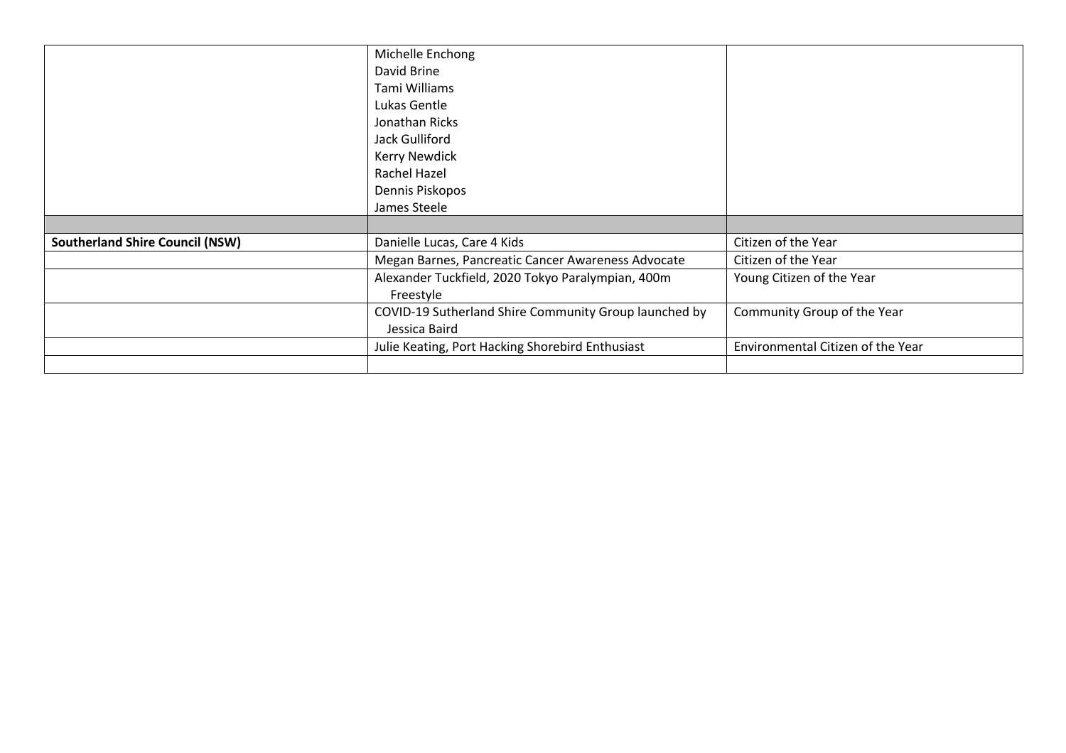| | | |
|---|---|---|
| | Michelle Enchong<br>David Brine<br>Tami Williams<br>Lukas Gentle<br>Jonathan Ricks<br>Jack Gulliford<br>Kerry Newdick<br>Rachel Hazel<br>Dennis Piskopos<br>James Steele | |
| | | |
| **Southerland Shire Council (NSW)** | Danielle Lucas, Care 4 Kids | Citizen of the Year |
| | Megan Barnes, Pancreatic Cancer Awareness Advocate | Citizen of the Year |
| | Alexander Tuckfield, 2020 Tokyo Paralympian, 400m Freestyle | Young Citizen of the Year |
| | COVID-19 Sutherland Shire Community Group launched by Jessica Baird | Community Group of the Year |
| | Julie Keating, Port Hacking Shorebird Enthusiast | Environmental Citizen of the Year |
| | | |